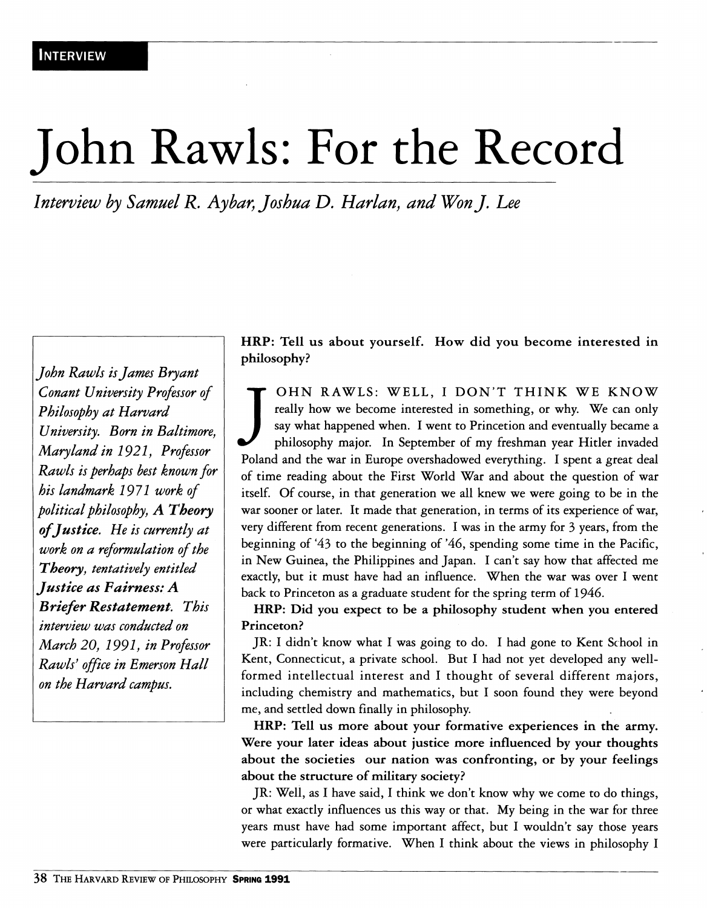INTERVIEW

# John Rawls: For the Record

*Interview by Samuel R. Aybar, Joshua D. Harlan, and Won J. Lee*

*John Rawls is James Bryant Conant University Professor of Philosophy at Harvard University. Born in Baltimore, Maryland in 1921, Professor Rawls is perhaps best known for his landmark 1971 work of political philosophy,* ***A Theory of Justice****. He is currently at work on a reformulation of the* ***Theory****, tentatively entitled* ***Justice as Fairness: A Briefer Restatement****. This interview was conducted on March 20, 1991, in Professor Rawls' office in Emerson Hall on the Harvard campus.*

**HRP: Tell us about yourself. How did you become interested in philosophy?**

JOHN RAWLS: WELL, I DON'T THINK WE KNOW really how we become interested in something, or why. We can only say what happened when. I went to Princetion and eventually became a philosophy major. In September of my freshman year Hitler invaded Poland and the war in Europe overshadowed everything. I spent a great deal of time reading about the First World War and about the question of war itself. Of course, in that generation we all knew we were going to be in the war sooner or later. It made that generation, in terms of its experience of war, very different from recent generations. I was in the army for 3 years, from the beginning of '43 to the beginning of '46, spending some time in the Pacific, in New Guinea, the Philippines and Japan. I can't say how that affected me exactly, but it must have had an influence. When the war was over I went back to Princeton as a graduate student for the spring term of 1946.

**HRP: Did you expect to be a philosophy student when you entered Princeton?**

JR: I didn't know what I was going to do. I had gone to Kent School in Kent, Connecticut, a private school. But I had not yet developed any well-formed intellectual interest and I thought of several different majors, including chemistry and mathematics, but I soon found they were beyond me, and settled down finally in philosophy.

**HRP: Tell us more about your formative experiences in the army. Were your later ideas about justice more influenced by your thoughts about the societies our nation was confronting, or by your feelings about the structure of military society?**

JR: Well, as I have said, I think we don't know why we come to do things, or what exactly influences us this way or that. My being in the war for three years must have had some important affect, but I wouldn't say those years were particularly formative. When I think about the views in philosophy I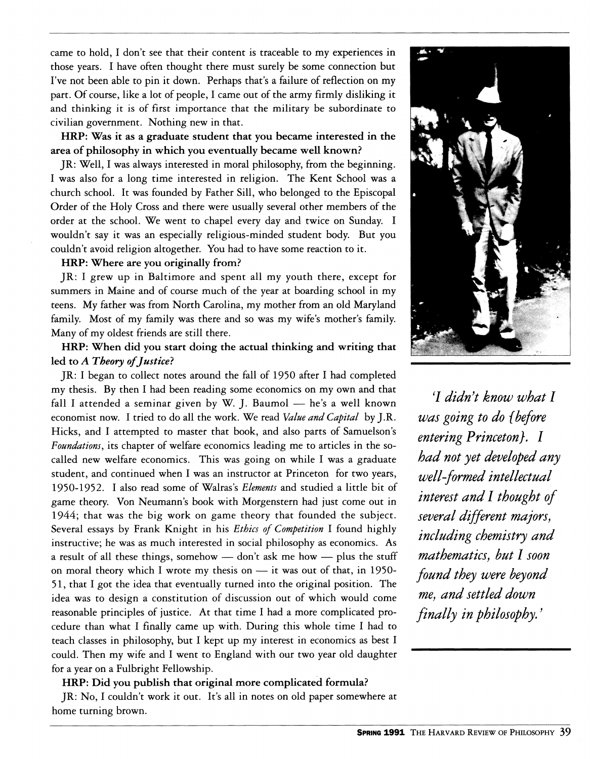came to hold, I don't see that their content is traceable to my experiences in those years. I have often thought there must surely be some connection but I've not been able to pin it down. Perhaps that's a failure of reflection on my part. Of course, like a lot of people, I came out of the army firmly disliking it and thinking it is of first importance that the military be subordinate to civilian government. Nothing new in that.

**HRP: Was it as a graduate student that you became interested in the area of philosophy in which you eventually became well known?**

JR: Well, I was always interested in moral philosophy, from the beginning. I was also for a long time interested in religion. The Kent School was a church school. It was founded by Father Sill, who belonged to the Episcopal Order of the Holy Cross and there were usually several other members of the order at the school. We went to chapel every day and twice on Sunday. I wouldn't say it was an especially religious-minded student body. But you couldn't avoid religion altogether. You had to have some reaction to it.

**HRP: Where are you originally from?**

JR: I grew up in Baltimore and spent all my youth there, except for summers in Maine and of course much of the year at boarding school in my teens. My father was from North Carolina, my mother from an old Maryland family. Most of my family was there and so was my wife's mother's family. Many of my oldest friends are still there.

**HRP: When did you start doing the actual thinking and writing that led to *A Theory of Justice*?**

JR: I began to collect notes around the fall of 1950 after I had completed my thesis. By then I had been reading some economics on my own and that fall I attended a seminar given by W. J. Baumol — he's a well known economist now. I tried to do all the work. We read *Value and Capital* by J.R. Hicks, and I attempted to master that book, and also parts of Samuelson's *Foundations*, its chapter of welfare economics leading me to articles in the so-called new welfare economics. This was going on while I was a graduate student, and continued when I was an instructor at Princeton for two years, 1950-1952. I also read some of Walras's *Elements* and studied a little bit of game theory. Von Neumann's book with Morgenstern had just come out in 1944; that was the big work on game theory that founded the subject. Several essays by Frank Knight in his *Ethics of Competition* I found highly instructive; he was as much interested in social philosophy as economics. As a result of all these things, somehow — don't ask me how — plus the stuff on moral theory which I wrote my thesis on — it was out of that, in 1950-51, that I got the idea that eventually turned into the original position. The idea was to design a constitution of discussion out of which would come reasonable principles of justice. At that time I had a more complicated procedure than what I finally came up with. During this whole time I had to teach classes in philosophy, but I kept up my interest in economics as best I could. Then my wife and I went to England with our two year old daughter for a year on a Fulbright Fellowship.

**HRP: Did you publish that original more complicated formula?**

JR: No, I couldn't work it out. It's all in notes on old paper somewhere at home turning brown.

*'I didn't know what I was going to do {before entering Princeton}. I had not yet developed any well-formed intellectual interest and I thought of several different majors, including chemistry and mathematics, but I soon found they were beyond me, and settled down finally in philosophy.'*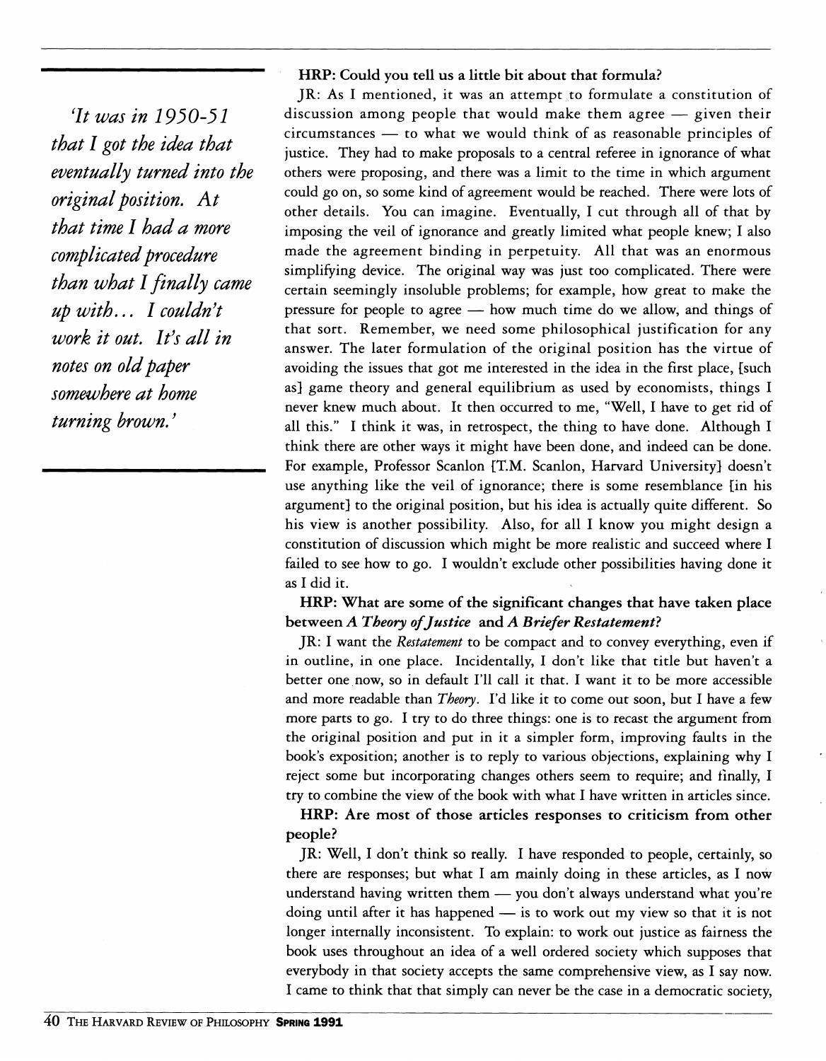> *'It was in 1950-51 that I got the idea that eventually turned into the original position. At that time I had a more complicated procedure than what I finally came up with... I couldn't work it out. It's all in notes on old paper somewhere at home turning brown.'*

**HRP: Could you tell us a little bit about that formula?**

JR: As I mentioned, it was an attempt to formulate a constitution of discussion among people that would make them agree — given their circumstances — to what we would think of as reasonable principles of justice. They had to make proposals to a central referee in ignorance of what others were proposing, and there was a limit to the time in which argument could go on, so some kind of agreement would be reached. There were lots of other details. You can imagine. Eventually, I cut through all of that by imposing the veil of ignorance and greatly limited what people knew; I also made the agreement binding in perpetuity. All that was an enormous simplifying device. The original way was just too complicated. There were certain seemingly insoluble problems; for example, how great to make the pressure for people to agree — how much time do we allow, and things of that sort. Remember, we need some philosophical justification for any answer. The later formulation of the original position has the virtue of avoiding the issues that got me interested in the idea in the first place, [such as] game theory and general equilibrium as used by economists, things I never knew much about. It then occurred to me, "Well, I have to get rid of all this." I think it was, in retrospect, the thing to have done. Although I think there are other ways it might have been done, and indeed can be done. For example, Professor Scanlon [T.M. Scanlon, Harvard University] doesn't use anything like the veil of ignorance; there is some resemblance [in his argument] to the original position, but his idea is actually quite different. So his view is another possibility. Also, for all I know you might design a constitution of discussion which might be more realistic and succeed where I failed to see how to go. I wouldn't exclude other possibilities having done it as I did it.

**HRP: What are some of the significant changes that have taken place between *A Theory of Justice* and *A Briefer Restatement*?**

JR: I want the *Restatement* to be compact and to convey everything, even if in outline, in one place. Incidentally, I don't like that title but haven't a better one now, so in default I'll call it that. I want it to be more accessible and more readable than *Theory*. I'd like it to come out soon, but I have a few more parts to go. I try to do three things: one is to recast the argument from the original position and put in it a simpler form, improving faults in the book's exposition; another is to reply to various objections, explaining why I reject some but incorporating changes others seem to require; and finally, I try to combine the view of the book with what I have written in articles since.

**HRP: Are most of those articles responses to criticism from other people?**

JR: Well, I don't think so really. I have responded to people, certainly, so there are responses; but what I am mainly doing in these articles, as I now understand having written them — you don't always understand what you're doing until after it has happened — is to work out my view so that it is not longer internally inconsistent. To explain: to work out justice as fairness the book uses throughout an idea of a well ordered society which supposes that everybody in that society accepts the same comprehensive view, as I say now. I came to think that that simply can never be the case in a democratic society,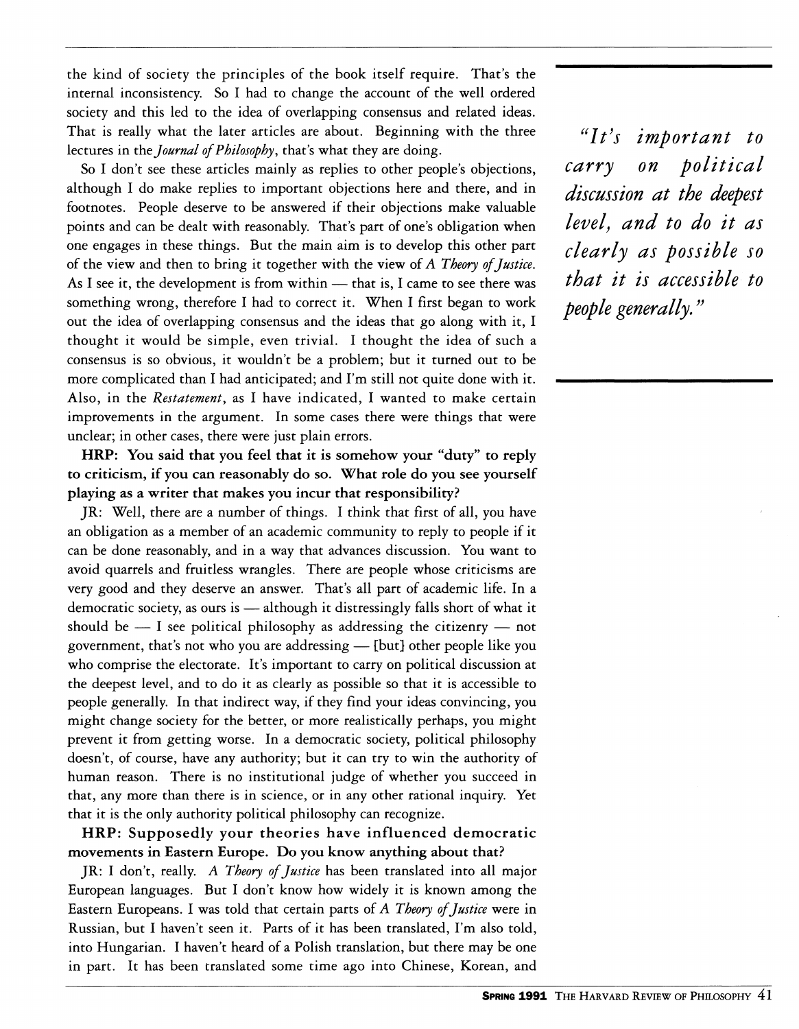the kind of society the principles of the book itself require. That's the internal inconsistency. So I had to change the account of the well ordered society and this led to the idea of overlapping consensus and related ideas. That is really what the later articles are about. Beginning with the three lectures in the *Journal of Philosophy*, that's what they are doing.

So I don't see these articles mainly as replies to other people's objections, although I do make replies to important objections here and there, and in footnotes. People deserve to be answered if their objections make valuable points and can be dealt with reasonably. That's part of one's obligation when one engages in these things. But the main aim is to develop this other part of the view and then to bring it together with the view of *A Theory of Justice*. As I see it, the development is from within — that is, I came to see there was something wrong, therefore I had to correct it. When I first began to work out the idea of overlapping consensus and the ideas that go along with it, I thought it would be simple, even trivial. I thought the idea of such a consensus is so obvious, it wouldn't be a problem; but it turned out to be more complicated than I had anticipated; and I'm still not quite done with it. Also, in the *Restatement*, as I have indicated, I wanted to make certain improvements in the argument. In some cases there were things that were unclear; in other cases, there were just plain errors.

> *"It's important to carry on political discussion at the deepest level, and to do it as clearly as possible so that it is accessible to people generally."*

**HRP: You said that you feel that it is somehow your "duty" to reply to criticism, if you can reasonably do so. What role do you see yourself playing as a writer that makes you incur that responsibility?**

JR: Well, there are a number of things. I think that first of all, you have an obligation as a member of an academic community to reply to people if it can be done reasonably, and in a way that advances discussion. You want to avoid quarrels and fruitless wrangles. There are people whose criticisms are very good and they deserve an answer. That's all part of academic life. In a democratic society, as ours is — although it distressingly falls short of what it should be — I see political philosophy as addressing the citizenry — not government, that's not who you are addressing — [but] other people like you who comprise the electorate. It's important to carry on political discussion at the deepest level, and to do it as clearly as possible so that it is accessible to people generally. In that indirect way, if they find your ideas convincing, you might change society for the better, or more realistically perhaps, you might prevent it from getting worse. In a democratic society, political philosophy doesn't, of course, have any authority; but it can try to win the authority of human reason. There is no institutional judge of whether you succeed in that, any more than there is in science, or in any other rational inquiry. Yet that it is the only authority political philosophy can recognize.

**HRP: Supposedly your theories have influenced democratic movements in Eastern Europe. Do you know anything about that?**

JR: I don't, really. *A Theory of Justice* has been translated into all major European languages. But I don't know how widely it is known among the Eastern Europeans. I was told that certain parts of *A Theory of Justice* were in Russian, but I haven't seen it. Parts of it has been translated, I'm also told, into Hungarian. I haven't heard of a Polish translation, but there may be one in part. It has been translated some time ago into Chinese, Korean, and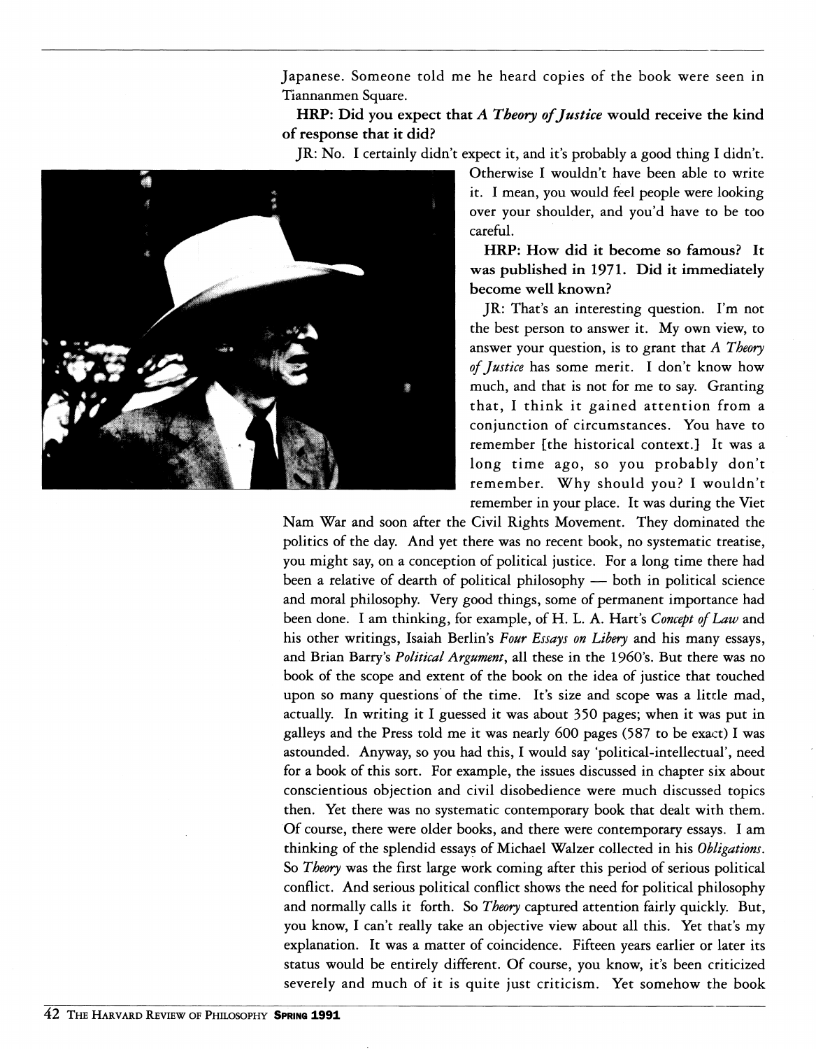Japanese. Someone told me he heard copies of the book were seen in Tiannanmen Square.

**HRP: Did you expect that *A Theory of Justice* would receive the kind of response that it did?**

JR: No. I certainly didn't expect it, and it's probably a good thing I didn't. Otherwise I wouldn't have been able to write it. I mean, you would feel people were looking over your shoulder, and you'd have to be too careful.

**HRP: How did it become so famous? It was published in 1971. Did it immediately become well known?**

JR: That's an interesting question. I'm not the best person to answer it. My own view, to answer your question, is to grant that *A Theory of Justice* has some merit. I don't know how much, and that is not for me to say. Granting that, I think it gained attention from a conjunction of circumstances. You have to remember [the historical context.] It was a long time ago, so you probably don't remember. Why should you? I wouldn't remember in your place. It was during the Viet Nam War and soon after the Civil Rights Movement. They dominated the politics of the day. And yet there was no recent book, no systematic treatise, you might say, on a conception of political justice. For a long time there had been a relative of dearth of political philosophy — both in political science and moral philosophy. Very good things, some of permanent importance had been done. I am thinking, for example, of H. L. A. Hart's *Concept of Law* and his other writings, Isaiah Berlin's *Four Essays on Libery* and his many essays, and Brian Barry's *Political Argument*, all these in the 1960's. But there was no book of the scope and extent of the book on the idea of justice that touched upon so many questions of the time. It's size and scope was a little mad, actually. In writing it I guessed it was about 350 pages; when it was put in galleys and the Press told me it was nearly 600 pages (587 to be exact) I was astounded. Anyway, so you had this, I would say 'political-intellectual', need for a book of this sort. For example, the issues discussed in chapter six about conscientious objection and civil disobedience were much discussed topics then. Yet there was no systematic contemporary book that dealt with them. Of course, there were older books, and there were contemporary essays. I am thinking of the splendid essays of Michael Walzer collected in his *Obligations*. So *Theory* was the first large work coming after this period of serious political conflict. And serious political conflict shows the need for political philosophy and normally calls it forth. So *Theory* captured attention fairly quickly. But, you know, I can't really take an objective view about all this. Yet that's my explanation. It was a matter of coincidence. Fifteen years earlier or later its status would be entirely different. Of course, you know, it's been criticized severely and much of it is quite just criticism. Yet somehow the book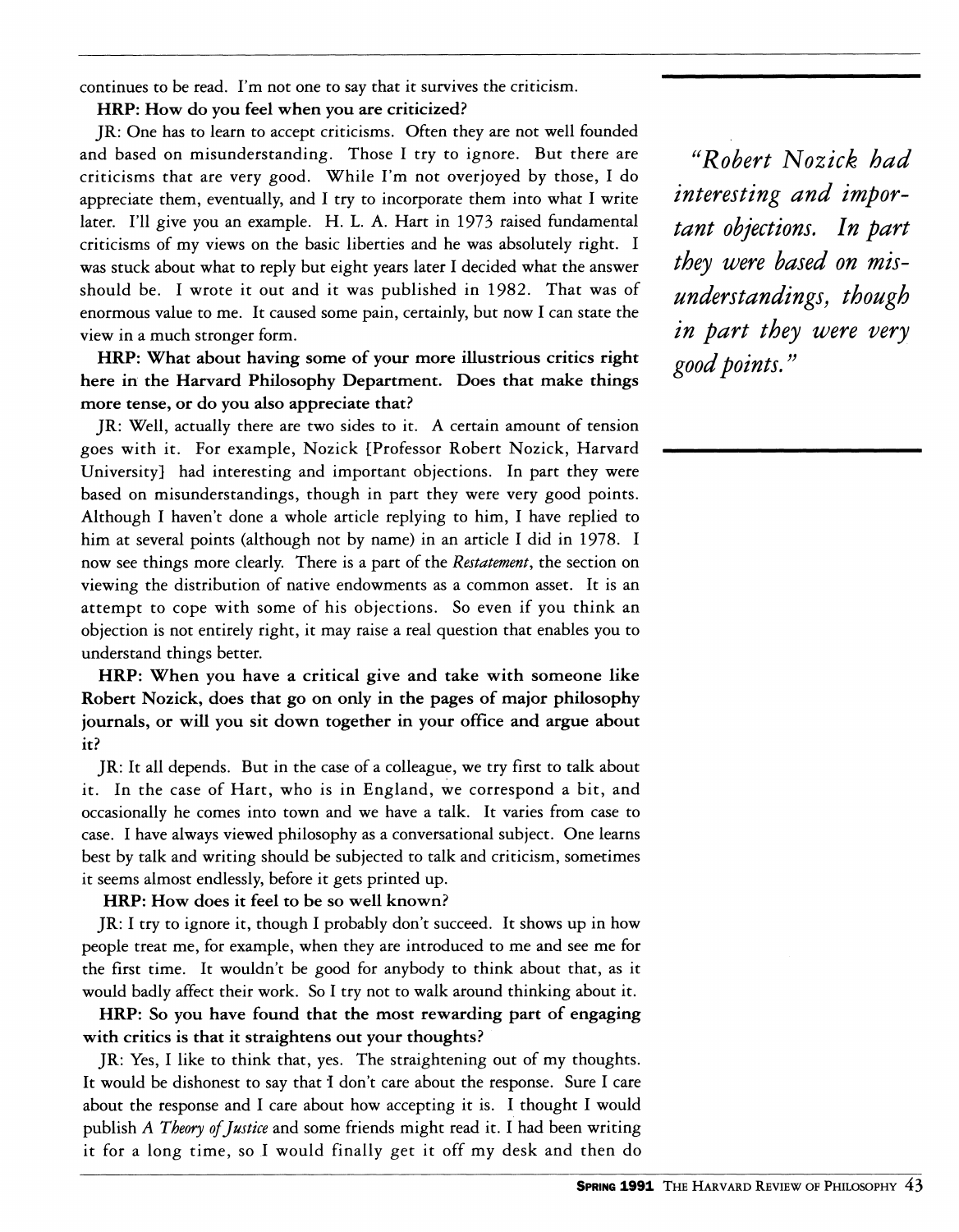continues to be read. I'm not one to say that it survives the criticism.

**HRP: How do you feel when you are criticized?**

JR: One has to learn to accept criticisms. Often they are not well founded and based on misunderstanding. Those I try to ignore. But there are criticisms that are very good. While I'm not overjoyed by those, I do appreciate them, eventually, and I try to incorporate them into what I write later. I'll give you an example. H. L. A. Hart in 1973 raised fundamental criticisms of my views on the basic liberties and he was absolutely right. I was stuck about what to reply but eight years later I decided what the answer should be. I wrote it out and it was published in 1982. That was of enormous value to me. It caused some pain, certainly, but now I can state the view in a much stronger form.

**HRP: What about having some of your more illustrious critics right here in the Harvard Philosophy Department. Does that make things more tense, or do you also appreciate that?**

JR: Well, actually there are two sides to it. A certain amount of tension goes with it. For example, Nozick [Professor Robert Nozick, Harvard University] had interesting and important objections. In part they were based on misunderstandings, though in part they were very good points. Although I haven't done a whole article replying to him, I have replied to him at several points (although not by name) in an article I did in 1978. I now see things more clearly. There is a part of the *Restatement*, the section on viewing the distribution of native endowments as a common asset. It is an attempt to cope with some of his objections. So even if you think an objection is not entirely right, it may raise a real question that enables you to understand things better.

> *"Robert Nozick had interesting and important objections. In part they were based on misunderstandings, though in part they were very good points."*

**HRP: When you have a critical give and take with someone like Robert Nozick, does that go on only in the pages of major philosophy journals, or will you sit down together in your office and argue about it?**

JR: It all depends. But in the case of a colleague, we try first to talk about it. In the case of Hart, who is in England, we correspond a bit, and occasionally he comes into town and we have a talk. It varies from case to case. I have always viewed philosophy as a conversational subject. One learns best by talk and writing should be subjected to talk and criticism, sometimes it seems almost endlessly, before it gets printed up.

**HRP: How does it feel to be so well known?**

JR: I try to ignore it, though I probably don't succeed. It shows up in how people treat me, for example, when they are introduced to me and see me for the first time. It wouldn't be good for anybody to think about that, as it would badly affect their work. So I try not to walk around thinking about it.

**HRP: So you have found that the most rewarding part of engaging with critics is that it straightens out your thoughts?**

JR: Yes, I like to think that, yes. The straightening out of my thoughts. It would be dishonest to say that I don't care about the response. Sure I care about the response and I care about how accepting it is. I thought I would publish *A Theory of Justice* and some friends might read it. I had been writing it for a long time, so I would finally get it off my desk and then do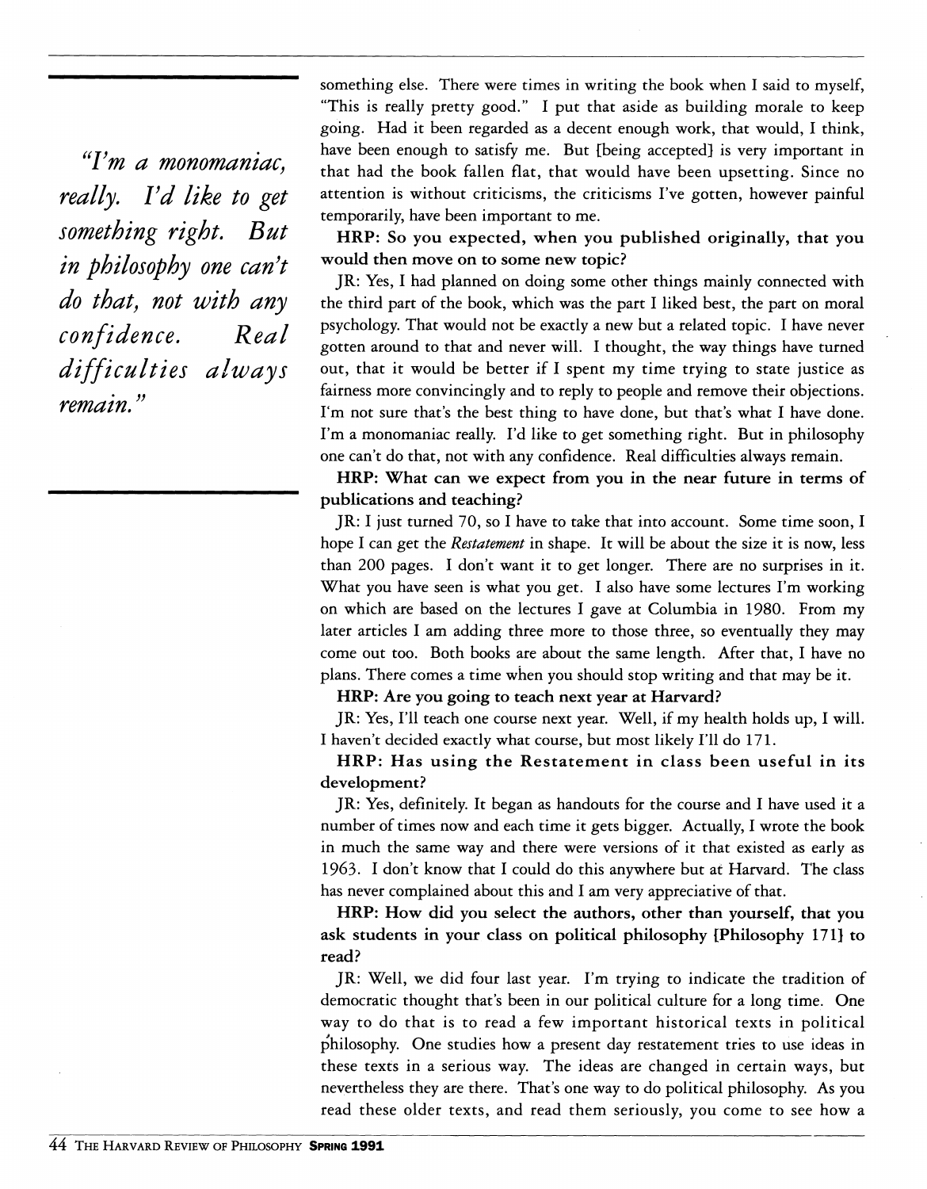> *"I'm a monomaniac, really. I'd like to get something right. But in philosophy one can't do that, not with any confidence. Real difficulties always remain."*

something else. There were times in writing the book when I said to myself, "This is really pretty good." I put that aside as building morale to keep going. Had it been regarded as a decent enough work, that would, I think, have been enough to satisfy me. But [being accepted] is very important in that had the book fallen flat, that would have been upsetting. Since no attention is without criticisms, the criticisms I've gotten, however painful temporarily, have been important to me.

**HRP: So you expected, when you published originally, that you would then move on to some new topic?**

JR: Yes, I had planned on doing some other things mainly connected with the third part of the book, which was the part I liked best, the part on moral psychology. That would not be exactly a new but a related topic. I have never gotten around to that and never will. I thought, the way things have turned out, that it would be better if I spent my time trying to state justice as fairness more convincingly and to reply to people and remove their objections. I'm not sure that's the best thing to have done, but that's what I have done. I'm a monomaniac really. I'd like to get something right. But in philosophy one can't do that, not with any confidence. Real difficulties always remain.

**HRP: What can we expect from you in the near future in terms of publications and teaching?**

JR: I just turned 70, so I have to take that into account. Some time soon, I hope I can get the *Restatement* in shape. It will be about the size it is now, less than 200 pages. I don't want it to get longer. There are no surprises in it. What you have seen is what you get. I also have some lectures I'm working on which are based on the lectures I gave at Columbia in 1980. From my later articles I am adding three more to those three, so eventually they may come out too. Both books are about the same length. After that, I have no plans. There comes a time when you should stop writing and that may be it.

**HRP: Are you going to teach next year at Harvard?**

JR: Yes, I'll teach one course next year. Well, if my health holds up, I will. I haven't decided exactly what course, but most likely I'll do 171.

**HRP: Has using the Restatement in class been useful in its development?**

JR: Yes, definitely. It began as handouts for the course and I have used it a number of times now and each time it gets bigger. Actually, I wrote the book in much the same way and there were versions of it that existed as early as 1963. I don't know that I could do this anywhere but at Harvard. The class has never complained about this and I am very appreciative of that.

**HRP: How did you select the authors, other than yourself, that you ask students in your class on political philosophy [Philosophy 171] to read?**

JR: Well, we did four last year. I'm trying to indicate the tradition of democratic thought that's been in our political culture for a long time. One way to do that is to read a few important historical texts in political philosophy. One studies how a present day restatement tries to use ideas in these texts in a serious way. The ideas are changed in certain ways, but nevertheless they are there. That's one way to do political philosophy. As you read these older texts, and read them seriously, you come to see how a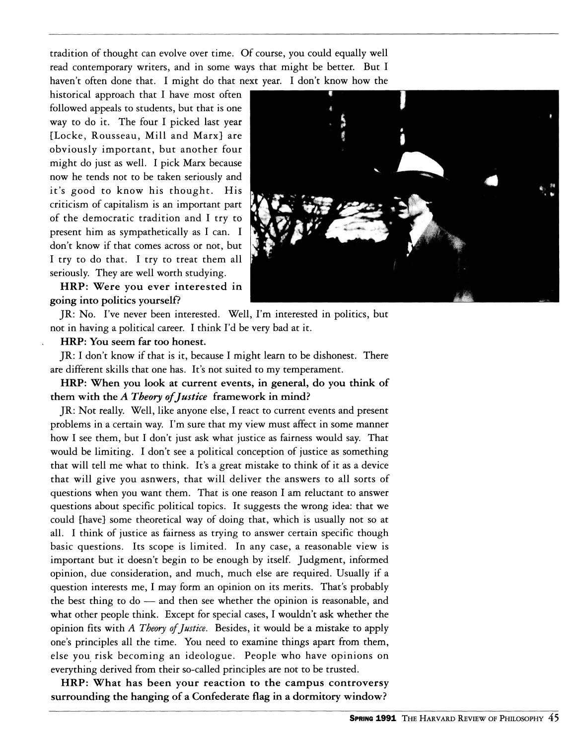tradition of thought can evolve over time. Of course, you could equally well read contemporary writers, and in some ways that might be better. But I haven't often done that. I might do that next year. I don't know how the historical approach that I have most often followed appeals to students, but that is one way to do it. The four I picked last year [Locke, Rousseau, Mill and Marx] are obviously important, but another four might do just as well. I pick Marx because now he tends not to be taken seriously and it's good to know his thought. His criticism of capitalism is an important part of the democratic tradition and I try to present him as sympathetically as I can. I don't know if that comes across or not, but I try to do that. I try to treat them all seriously. They are well worth studying.

**HRP: Were you ever interested in going into politics yourself?**

JR: No. I've never been interested. Well, I'm interested in politics, but not in having a political career. I think I'd be very bad at it.

**HRP: You seem far too honest.**

JR: I don't know if that is it, because I might learn to be dishonest. There are different skills that one has. It's not suited to my temperament.

**HRP: When you look at current events, in general, do you think of them with the *A Theory of Justice* framework in mind?**

JR: Not really. Well, like anyone else, I react to current events and present problems in a certain way. I'm sure that my view must affect in some manner how I see them, but I don't just ask what justice as fairness would say. That would be limiting. I don't see a political conception of justice as something that will tell me what to think. It's a great mistake to think of it as a device that will give you asnwers, that will deliver the answers to all sorts of questions when you want them. That is one reason I am reluctant to answer questions about specific political topics. It suggests the wrong idea: that we could [have] some theoretical way of doing that, which is usually not so at all. I think of justice as fairness as trying to answer certain specific though basic questions. Its scope is limited. In any case, a reasonable view is important but it doesn't begin to be enough by itself. Judgment, informed opinion, due consideration, and much, much else are required. Usually if a question interests me, I may form an opinion on its merits. That's probably the best thing to do — and then see whether the opinion is reasonable, and what other people think. Except for special cases, I wouldn't ask whether the opinion fits with *A Theory of Justice*. Besides, it would be a mistake to apply one's principles all the time. You need to examine things apart from them, else you risk becoming an ideologue. People who have opinions on everything derived from their so-called principles are not to be trusted.

**HRP: What has been your reaction to the campus controversy surrounding the hanging of a Confederate flag in a dormitory window?**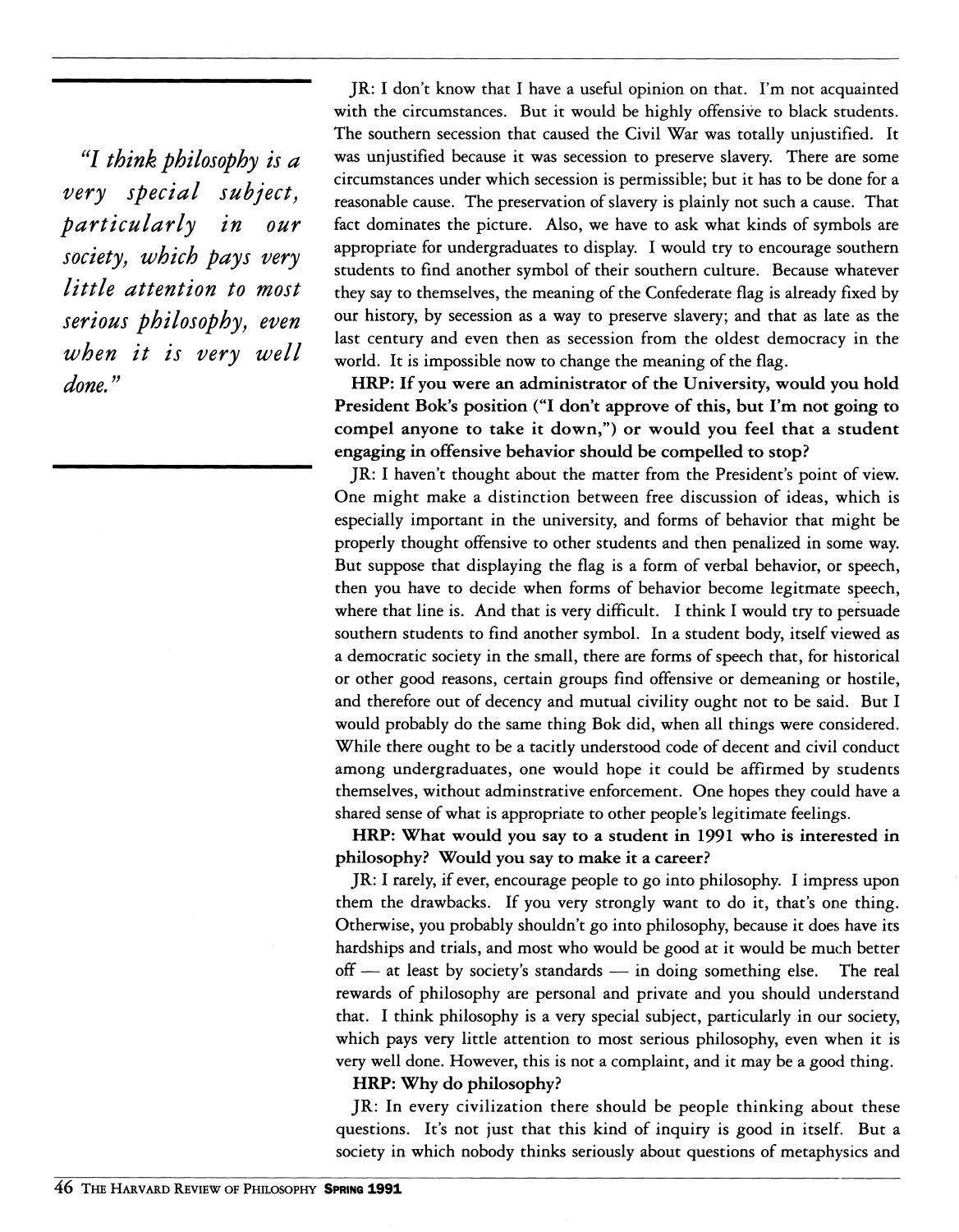*"I think philosophy is a very special subject, particularly in our society, which pays very little attention to most serious philosophy, even when it is very well done."*

JR: I don't know that I have a useful opinion on that. I'm not acquainted with the circumstances. But it would be highly offensive to black students. The southern secession that caused the Civil War was totally unjustified. It was unjustified because it was secession to preserve slavery. There are some circumstances under which secession is permissible; but it has to be done for a reasonable cause. The preservation of slavery is plainly not such a cause. That fact dominates the picture. Also, we have to ask what kinds of symbols are appropriate for undergraduates to display. I would try to encourage southern students to find another symbol of their southern culture. Because whatever they say to themselves, the meaning of the Confederate flag is already fixed by our history, by secession as a way to preserve slavery; and that as late as the last century and even then as secession from the oldest democracy in the world. It is impossible now to change the meaning of the flag.

**HRP: If you were an administrator of the University, would you hold President Bok's position ("I don't approve of this, but I'm not going to compel anyone to take it down,") or would you feel that a student engaging in offensive behavior should be compelled to stop?**

JR: I haven't thought about the matter from the President's point of view. One might make a distinction between free discussion of ideas, which is especially important in the university, and forms of behavior that might be properly thought offensive to other students and then penalized in some way. But suppose that displaying the flag is a form of verbal behavior, or speech, then you have to decide when forms of behavior become legitmate speech, where that line is. And that is very difficult. I think I would try to persuade southern students to find another symbol. In a student body, itself viewed as a democratic society in the small, there are forms of speech that, for historical or other good reasons, certain groups find offensive or demeaning or hostile, and therefore out of decency and mutual civility ought not to be said. But I would probably do the same thing Bok did, when all things were considered. While there ought to be a tacitly understood code of decent and civil conduct among undergraduates, one would hope it could be affirmed by students themselves, without adminstrative enforcement. One hopes they could have a shared sense of what is appropriate to other people's legitimate feelings.

**HRP: What would you say to a student in 1991 who is interested in philosophy? Would you say to make it a career?**

JR: I rarely, if ever, encourage people to go into philosophy. I impress upon them the drawbacks. If you very strongly want to do it, that's one thing. Otherwise, you probably shouldn't go into philosophy, because it does have its hardships and trials, and most who would be good at it would be much better off — at least by society's standards — in doing something else. The real rewards of philosophy are personal and private and you should understand that. I think philosophy is a very special subject, particularly in our society, which pays very little attention to most serious philosophy, even when it is very well done. However, this is not a complaint, and it may be a good thing.

**HRP: Why do philosophy?**

JR: In every civilization there should be people thinking about these questions. It's not just that this kind of inquiry is good in itself. But a society in which nobody thinks seriously about questions of metaphysics and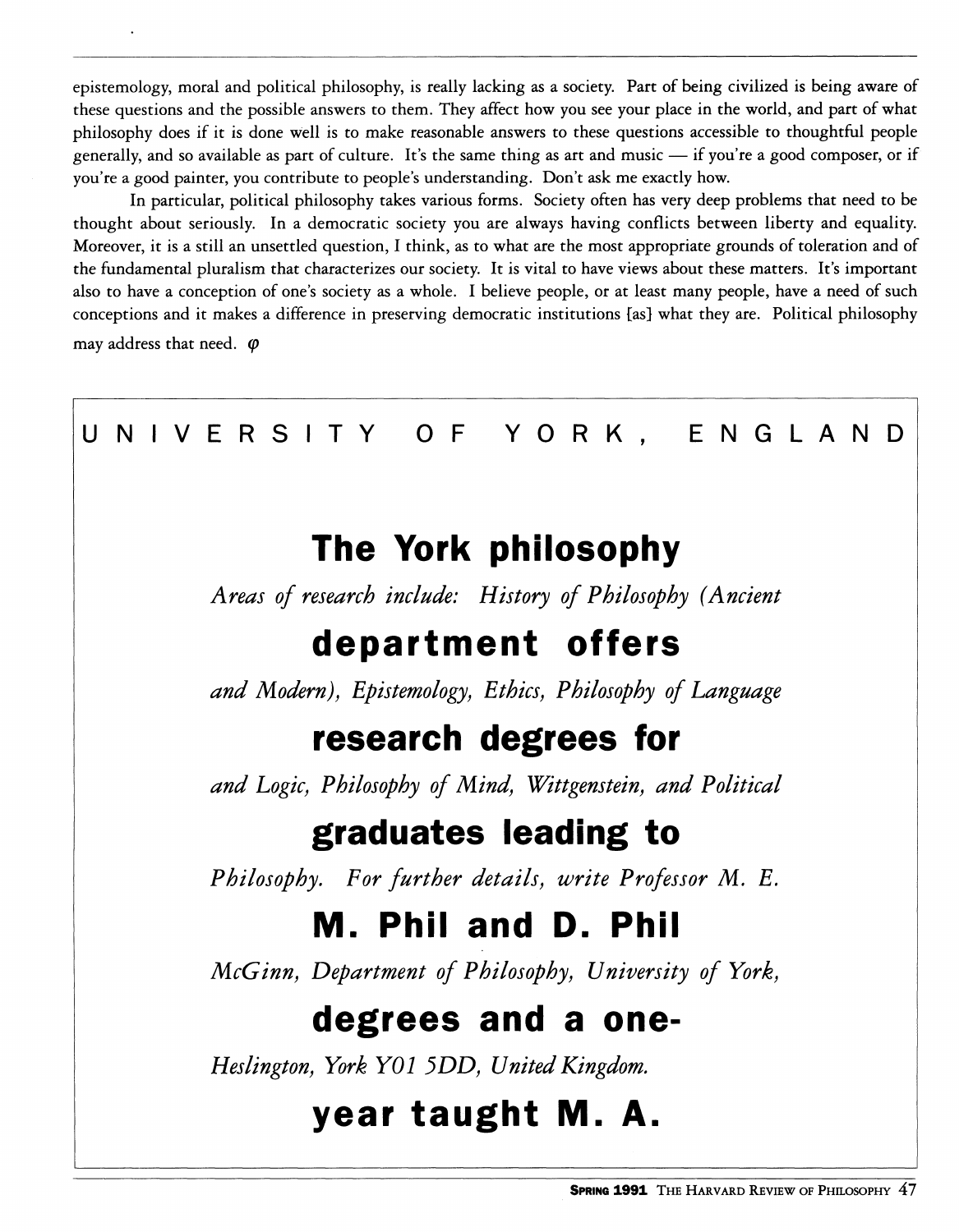epistemology, moral and political philosophy, is really lacking as a society. Part of being civilized is being aware of these questions and the possible answers to them. They affect how you see your place in the world, and part of what philosophy does if it is done well is to make reasonable answers to these questions accessible to thoughtful people generally, and so available as part of culture. It's the same thing as art and music — if you're a good composer, or if you're a good painter, you contribute to people's understanding. Don't ask me exactly how.

In particular, political philosophy takes various forms. Society often has very deep problems that need to be thought about seriously. In a democratic society you are always having conflicts between liberty and equality. Moreover, it is a still an unsettled question, I think, as to what are the most appropriate grounds of toleration and of the fundamental pluralism that characterizes our society. It is vital to have views about these matters. It's important also to have a conception of one's society as a whole. I believe people, or at least many people, have a need of such conceptions and it makes a difference in preserving democratic institutions [as] what they are. Political philosophy may address that need. φ

---

UNIVERSITY OF YORK, ENGLAND

**The York philosophy department offers research degrees for graduates leading to M. Phil and D. Phil degrees and a one-year taught M. A.**

*Areas of research include: History of Philosophy (Ancient and Modern), Epistemology, Ethics, Philosophy of Language and Logic, Philosophy of Mind, Wittgenstein, and Political Philosophy. For further details, write Professor M. E. McGinn, Department of Philosophy, University of York, Heslington, York YO1 5DD, United Kingdom.*